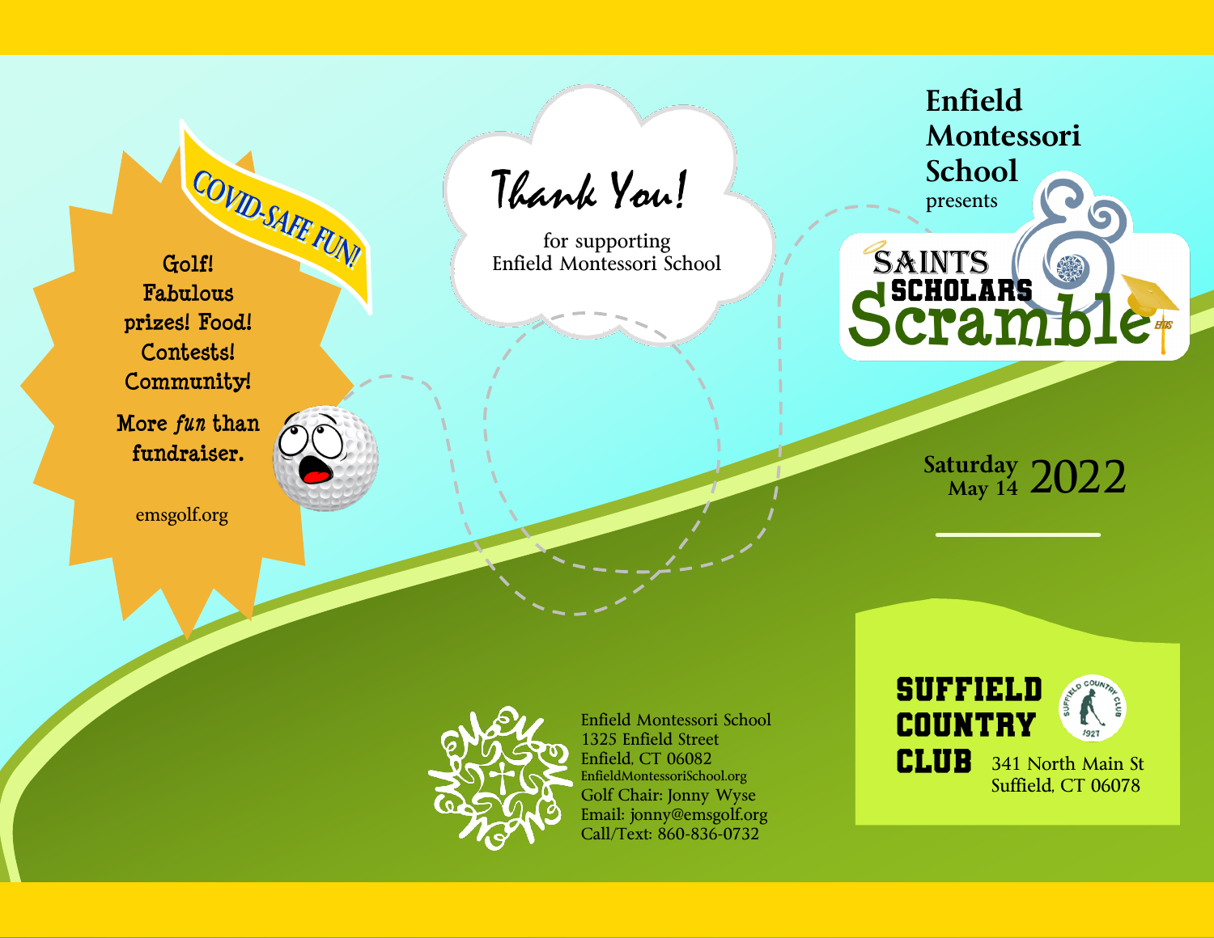# Enfield Montessori School

presents

## SAINTS & SCHOLARS Scramble

**Saturday May 14 2022**

**COVID-SAFE FUN!**

Golf! Fabulous prizes! Food! Contests! Community!

More *fun* than fundraiser.

emsgolf.org

# Thank You!

for supporting
Enfield Montessori School

Enfield Montessori School
1325 Enfield Street
Enfield, CT 06082
EnfieldMontessoriSchool.org
Golf Chair: Jonny Wyse
Email: jonny@emsgolf.org
Call/Text: 860-836-0732

**SUFFIELD COUNTRY CLUB**

341 North Main St
Suffield, CT 06078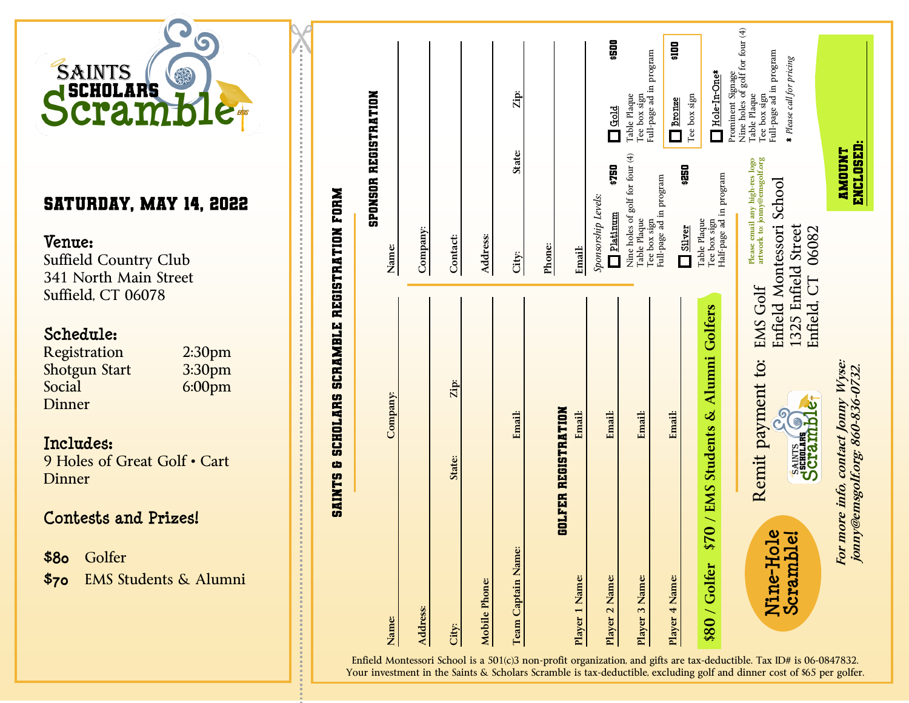# SAINTS & SCHOLARS Scramble

## SATURDAY, MAY 14, 2022

**Venue:**
Suffield Country Club
341 North Main Street
Suffield, CT 06078

**Schedule:**

| | |
|---|---|
| Registration | 2:30pm |
| Shotgun Start | 3:30pm |
| Social | 6:00pm |
| Dinner | |

**Includes:**
9 Holes of Great Golf • Cart
Dinner

**Contests and Prizes!**

**$80** Golfer
**$70** EMS Students & Alumni

---

## SAINTS & SCHOLARS SCRAMBLE REGISTRATION FORM

Name: ______ Company: ______
Address: ______
City: ______ State: ______ Zip: ______
Mobile Phone: ______
Team Captain Name: ______ Email: ______

### GOLFER REGISTRATION

Player 1 Name: ______ Email: ______
Player 2 Name: ______ Email: ______
Player 3 Name: ______ Email: ______
Player 4 Name: ______ Email: ______

**$80 / Golfer $70 / EMS Students & Alumni Golfers**

### SPONSOR REGISTRATION

Name: ______
Company: ______
Contact: ______
Address: ______
City: ______ State: ______ Zip: ______
Phone: ______
Email: ______

*Sponsorship Levels:*

- ☐ **Platinum** $750
  Nine holes of golf for four (4)
  Table Plaque
  Tee box sign
  Full-page ad in program
- ☐ **Gold** $500
  Table Plaque
  Tee box sign
  Full-page ad in program
- ☐ **Silver** $250
  Table Plaque
  Tee box sign
  Half-page ad in program
- ☐ **Bronze** $100
  Tee box sign
- ☐ **Hole-In-One*\***
  Prominent Signage
  Nine holes of golf for four (4)
  Table Plaque
  Tee box sign
  Full-page ad in program

*\* Please call for pricing*

Please email any high-res logo artwork to: jonny@emsgolf.org

Remit payment to: EMS Golf
Enfield Montessori School
1325 Enfield Street
Enfield, CT 06082

**AMOUNT ENCLOSED:** ______

**Nine-Hole Scramble!**

*For more info, contact Jonny Wyse: jonny@emsgolf.org; 860-836-0732.*

Enfield Montessori School is a 501(c)3 non-profit organization, and gifts are tax-deductible. Tax ID# is 06-0847832.
Your investment in the Saints & Scholars Scramble is tax-deductible, excluding golf and dinner cost of $65 per golfer.